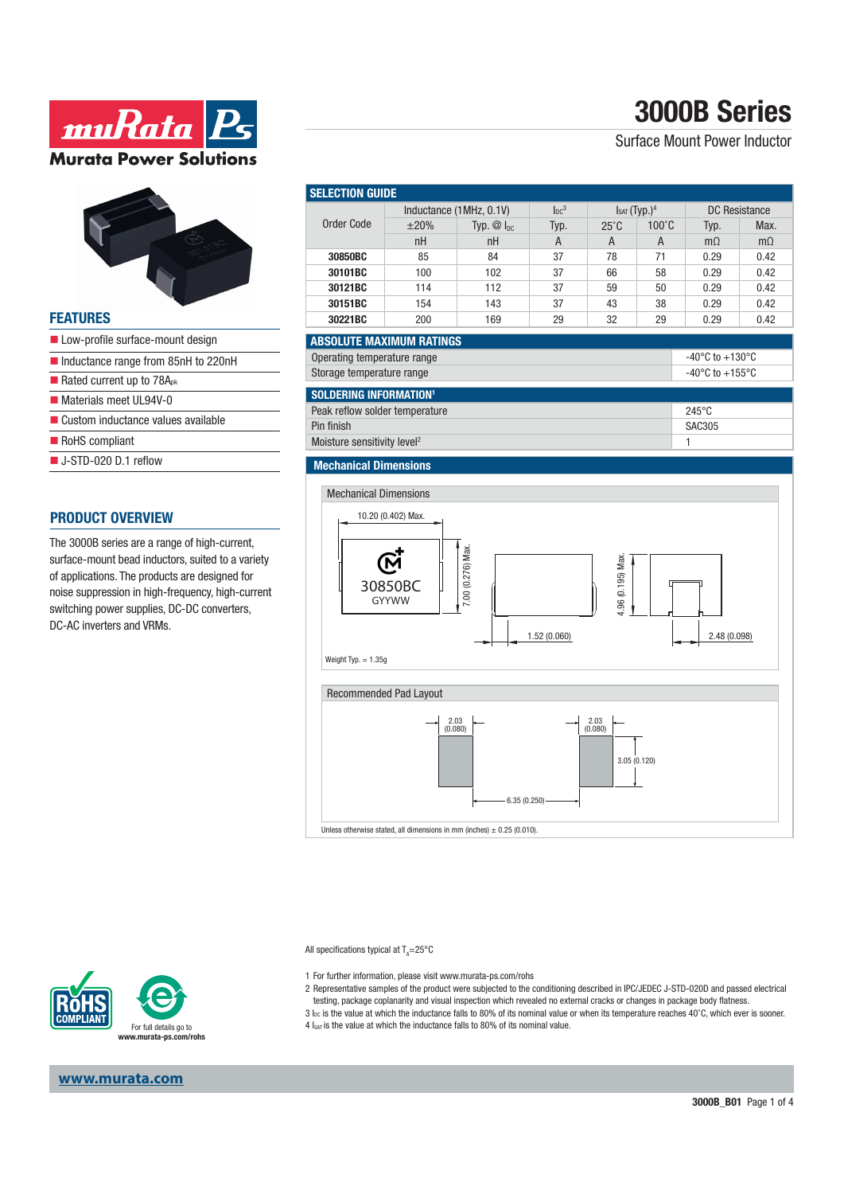# 3000B Series

Surface Mount Power Inductor

## FEATURES

- Low-profile surface-mount design
- Inductance range from 85nH to 220nH
- Rated current up to 78A$_{pk}$
- Materials meet UL94V-0
- Custom inductance values available
- RoHS compliant
- J-STD-020 D.1 reflow

## PRODUCT OVERVIEW

The 3000B series are a range of high-current, surface-mount bead inductors, suited to a variety of applications. The products are designed for noise suppression in high-frequency, high-current switching power supplies, DC-DC converters, DC-AC inverters and VRMs.

## SELECTION GUIDE

| Order Code | Inductance (1MHz, 0.1V) | | $I_{DC}$[3] | $I_{SAT}$ (Typ.)[4] | | DC Resistance | |
|---|---|---|---|---|---|---|---|
| | ±20% | Typ. @ $I_{DC}$ | Typ. | 25°C | 100°C | Typ. | Max. |
| | nH | nH | A | A | A | mΩ | mΩ |
| **30850BC** | 85 | 84 | 37 | 78 | 71 | 0.29 | 0.42 |
| **30101BC** | 100 | 102 | 37 | 66 | 58 | 0.29 | 0.42 |
| **30121BC** | 114 | 112 | 37 | 59 | 50 | 0.29 | 0.42 |
| **30151BC** | 154 | 143 | 37 | 43 | 38 | 0.29 | 0.42 |
| **30221BC** | 200 | 169 | 29 | 32 | 29 | 0.29 | 0.42 |

## ABSOLUTE MAXIMUM RATINGS

| | |
|---|---|
| Operating temperature range | -40°C to +130°C |
| Storage temperature range | -40°C to +155°C |

## SOLDERING INFORMATION[1]

| | |
|---|---|
| Peak reflow solder temperature | 245°C |
| Pin finish | SAC305 |
| Moisture sensitivity level[2] | 1 |

## Mechanical Dimensions

### Mechanical Dimensions

10.20 (0.402) Max.

30850BC
GYYWW

7.00 (0.276) Max.

4.96 (0.195) Max.

1.52 (0.060)

2.48 (0.098)

Weight Typ. = 1.35g

### Recommended Pad Layout

2.03 (0.080)

2.03 (0.080)

3.05 (0.120)

6.35 (0.250)

Unless otherwise stated, all dimensions in mm (inches) ± 0.25 (0.010).

All specifications typical at $T_A$=25°C

1 For further information, please visit www.murata-ps.com/rohs

2 Representative samples of the product were subjected to the conditioning described in IPC/JEDEC J-STD-020D and passed electrical testing, package coplanarity and visual inspection which revealed no external cracks or changes in package body flatness.

3 $I_{DC}$ is the value at which the inductance falls to 80% of its nominal value or when its temperature reaches 40°C, which ever is sooner.

4 $I_{SAT}$ is the value at which the inductance falls to 80% of its nominal value.

For full details go to **www.murata-ps.com/rohs**

www.murata.com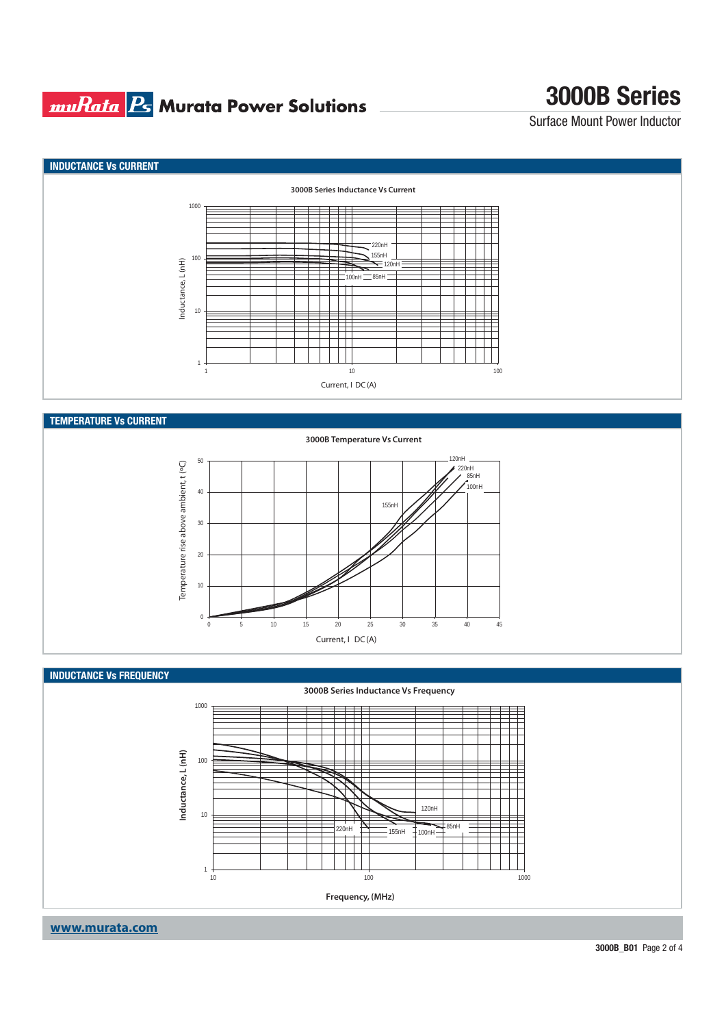## INDUCTANCE Vs CURRENT

3000B Series Inductance Vs Current

Inductance, L (nH)

1000, 100, 10, 1

220nH, 155nH, 120nH, 100nH, 85nH

1, 10, 100

Current, I DC (A)

## TEMPERATURE Vs CURRENT

3000B Temperature Vs Current

Temperature rise above ambient, t (ºC)

50, 40, 30, 20, 10, 0

120nH, 220nH, 85nH, 100nH, 155nH

0, 5, 10, 15, 20, 25, 30, 35, 40, 45

Current, I DC (A)

## INDUCTANCE Vs FREQUENCY

3000B Series Inductance Vs Frequency

Inductance, L (nH)

1000, 100, 10, 1

120nH, 220nH, 155nH, 100nH, 85nH

10, 100, 1000

Frequency, (MHz)

www.murata.com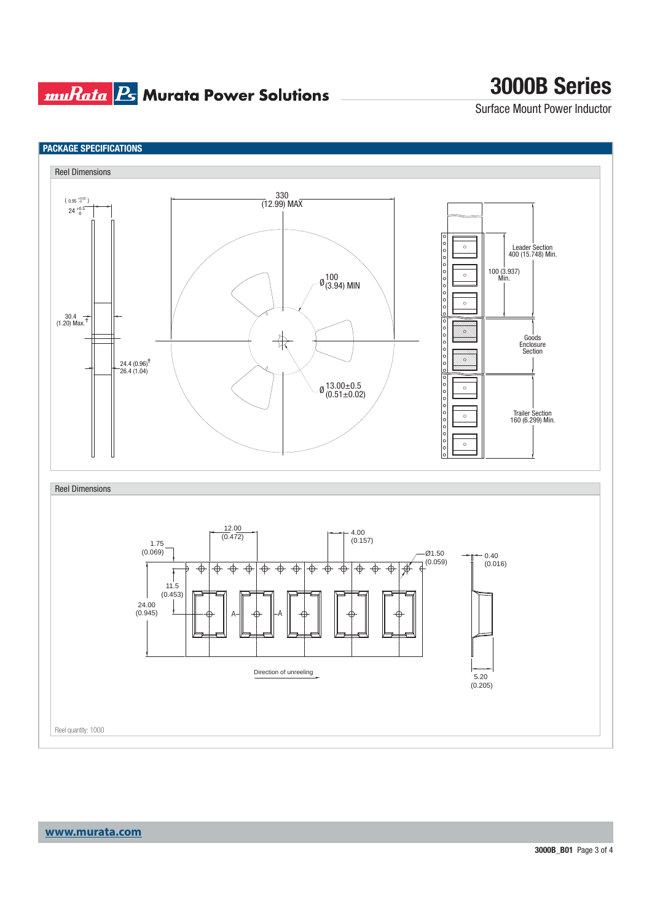## PACKAGE SPECIFICATIONS

### Reel Dimensions

( 0.95 $^{+0.02}_{-0}$ )
24 $^{+0.5}_{-0}$

330
(12.99) MAX

Ø 100
(3.94) MIN

30.4
(1.20) Max.†

24.4 (0.96)†
26.4 (1.04)

Ø 13.00±0.5
(0.51±0.02)

Leader Section
400 (15.748) Min.

100 (3.937)
Min.

Goods
Enclosure
Section

Trailer Section
160 (6.299) Min.

### Reel Dimensions

12.00
(0.472)

4.00
(0.157)

1.75
(0.069)

Ø1.50
(0.059)

0.40
(0.016)

11.5
(0.453)

24.00
(0.945)

A— —A

Direction of unreeling

5.20
(0.205)

Reel quantity: 1000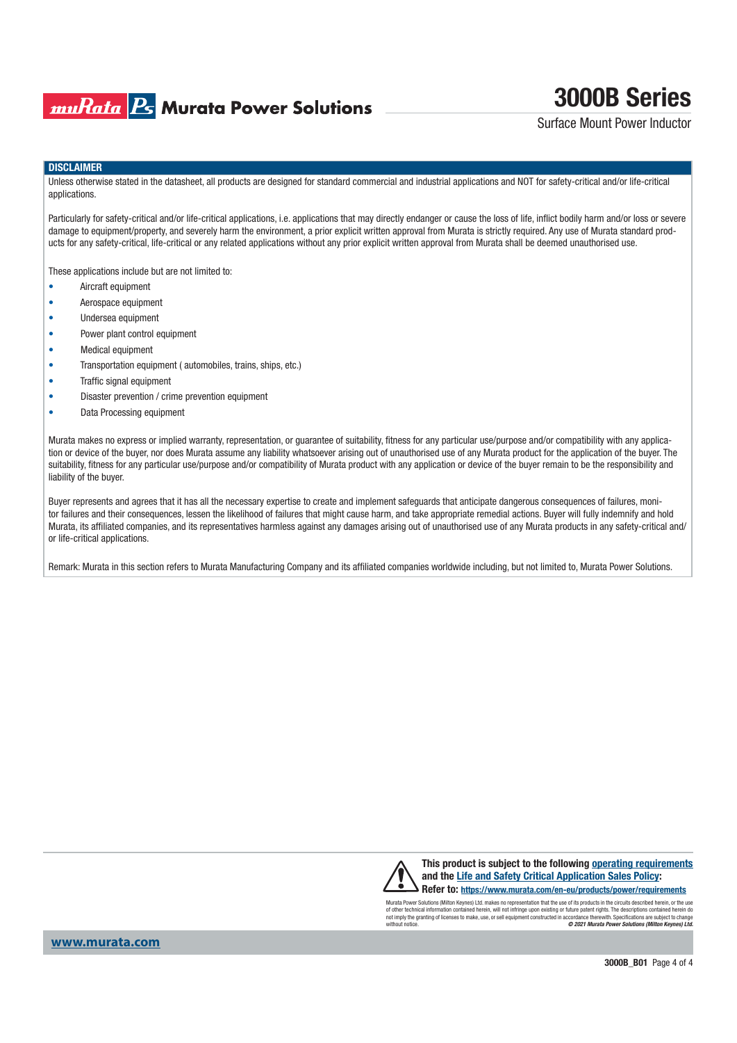## DISCLAIMER

Unless otherwise stated in the datasheet, all products are designed for standard commercial and industrial applications and NOT for safety-critical and/or life-critical applications.

Particularly for safety-critical and/or life-critical applications, i.e. applications that may directly endanger or cause the loss of life, inflict bodily harm and/or loss or severe damage to equipment/property, and severely harm the environment, a prior explicit written approval from Murata is strictly required. Any use of Murata standard products for any safety-critical, life-critical or any related applications without any prior explicit written approval from Murata shall be deemed unauthorised use.

These applications include but are not limited to:

- Aircraft equipment
- Aerospace equipment
- Undersea equipment
- Power plant control equipment
- Medical equipment
- Transportation equipment ( automobiles, trains, ships, etc.)
- Traffic signal equipment
- Disaster prevention / crime prevention equipment
- Data Processing equipment

Murata makes no express or implied warranty, representation, or guarantee of suitability, fitness for any particular use/purpose and/or compatibility with any application or device of the buyer, nor does Murata assume any liability whatsoever arising out of unauthorised use of any Murata product for the application of the buyer. The suitability, fitness for any particular use/purpose and/or compatibility of Murata product with any application or device of the buyer remain to be the responsibility and liability of the buyer.

Buyer represents and agrees that it has all the necessary expertise to create and implement safeguards that anticipate dangerous consequences of failures, monitor failures and their consequences, lessen the likelihood of failures that might cause harm, and take appropriate remedial actions. Buyer will fully indemnify and hold Murata, its affiliated companies, and its representatives harmless against any damages arising out of unauthorised use of any Murata products in any safety-critical and/or life-critical applications.

Remark: Murata in this section refers to Murata Manufacturing Company and its affiliated companies worldwide including, but not limited to, Murata Power Solutions.

**This product is subject to the following operating requirements and the Life and Safety Critical Application Sales Policy:**
**Refer to: https://www.murata.com/en-eu/products/power/requirements**

Murata Power Solutions (Milton Keynes) Ltd. makes no representation that the use of its products in the circuits described herein, or the use of other technical information contained herein, will not infringe upon existing or future patent rights. The descriptions contained herein do not imply the granting of licenses to make, use, or sell equipment constructed in accordance therewith. Specifications are subject to change without notice.

*© 2021 Murata Power Solutions (Milton Keynes) Ltd.*